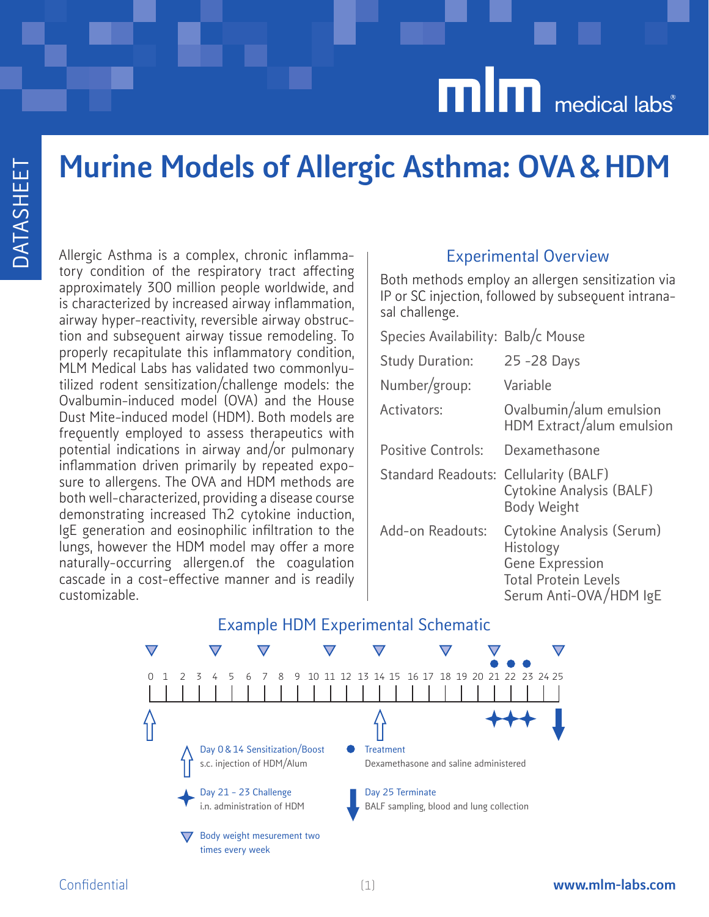# Murine Models of Allergic Asthma: OVA & HDM

Allergic Asthma is a complex, chronic inflammatory condition of the respiratory tract affecting approximately 300 million people worldwide, and is characterized by increased airway inflammation, airway hyper-reactivity, reversible airway obstruction and subsequent airway tissue remodeling. To properly recapitulate this inflammatory condition, MLM Medical Labs has validated two commonlyutilized rodent sensitization/challenge models: the Ovalbumin-induced model (OVA) and the House Dust Mite-induced model (HDM). Both models are frequently employed to assess therapeutics with potential indications in airway and/or pulmonary inflammation driven primarily by repeated exposure to allergens. The OVA and HDM methods are both well-characterized, providing a disease course demonstrating increased Th2 cytokine induction, IgE generation and eosinophilic infiltration to the lungs, however the HDM model may offer a more naturally-occurring allergen.of the coagulation cascade in a cost-effective manner and is readily customizable.

## Experimental Overview

Both methods employ an allergen sensitization via IP or SC injection, followed by subsequent intranasal challenge.

| | |
|---|---|
| Species Availability: | Balb/c Mouse |
| Study Duration: | 25 -28 Days |
| Number/group: | Variable |
| Activators: | Ovalbumin/alum emulsion<br>HDM Extract/alum emulsion |
| Positive Controls: | Dexamethasone |
| Standard Readouts: | Cellularity (BALF)<br>Cytokine Analysis (BALF)<br>Body Weight |
| Add-on Readouts: | Cytokine Analysis (Serum)<br>Histology<br>Gene Expression<br>Total Protein Levels<br>Serum Anti-OVA/HDM IgE |

## Example HDM Experimental Schematic

Timeline: Days 0 – 25

- **Day 0 & 14 Sensitization/Boost** – s.c. injection of HDM/Alum
- **Day 21 - 23 Challenge** – i.n. administration of HDM
- **Body weight mesurement two times every week** (Days 0, 4, 7, 11, 14, 18, 21, 25)
- **Treatment** – Dexamethasone and saline administered (Days 21, 22, 23)
- **Day 25 Terminate** – BALF sampling, blood and lung collection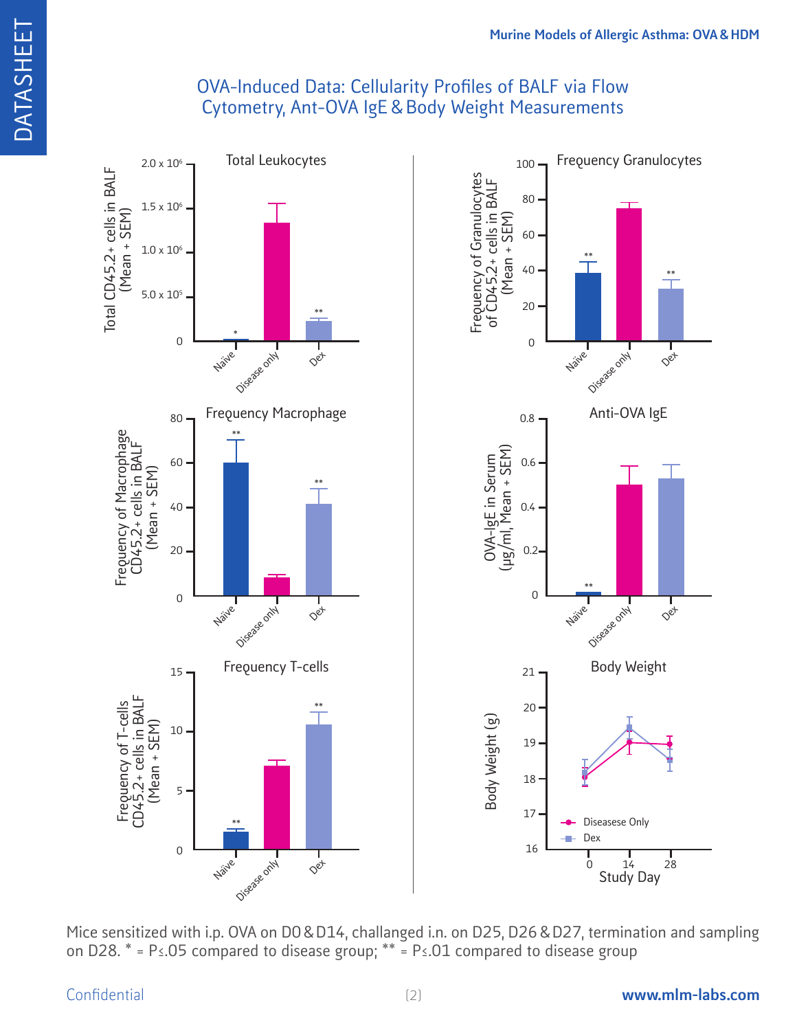## OVA-Induced Data: Cellularity Profiles of BALF via Flow Cytometry, Ant-OVA IgE & Body Weight Measurements

Mice sensitized with i.p. OVA on D0 & D14, challanged i.n. on D25, D26 & D27, termination and sampling on D28. * = P≤.05 compared to disease group; ** = P≤.01 compared to disease group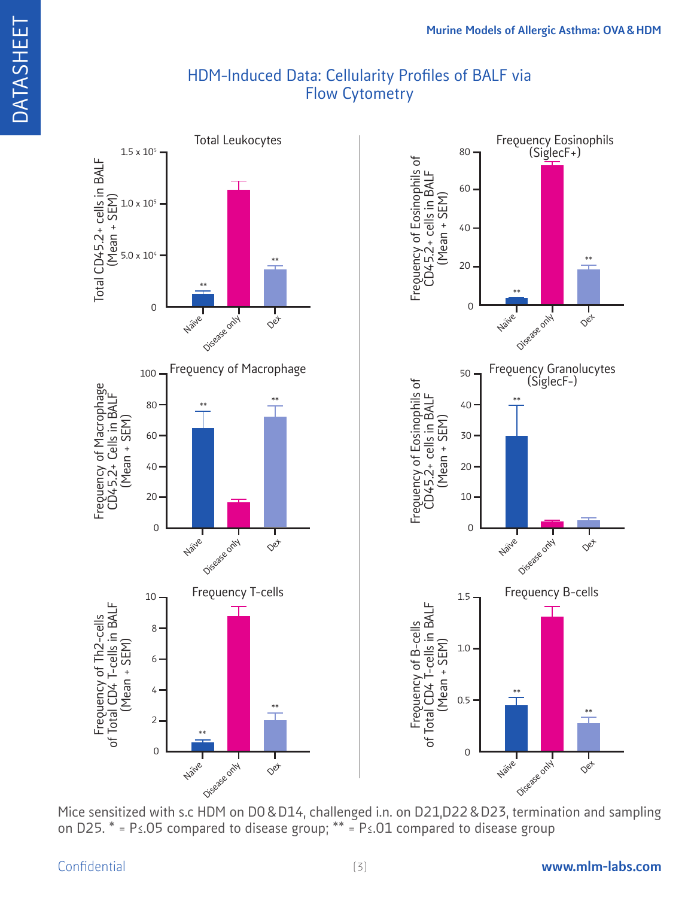## HDM-Induced Data: Cellularity Profiles of BALF via Flow Cytometry

### Total Leukocytes

Total CD45.2+ cells in BALF (Mean + SEM)

Naïve **, Disease only, Dex **

### Frequency Eosinophils (SiglecF+)

Frequency of Eosinophils of CD45.2+ cells in BALF (Mean + SEM)

Naïve **, Disease only, Dex **

### Frequency of Macrophage

Frequency of Macrophage CD45.2+ Cells in BALF (Mean + SEM)

Naïve **, Disease only, Dex **

### Frequency Granolucytes (SiglecF-)

Frequency of Eosinophils of CD45.2+ cells in BALF (Mean + SEM)

Naïve **, Disease only, Dex

### Frequency T-cells

Frequency of Th2-cells of Total CD4 T-cells in BALF (Mean + SEM)

Naïve **, Disease only, Dex **

### Frequency B-cells

Frequency of B-cells of Total CD4 T-cells in BALF (Mean + SEM)

Naïve **, Disease only, Dex **

Mice sensitized with s.c HDM on D0 & D14, challenged i.n. on D21,D22 & D23, termination and sampling on D25. * = P≤.05 compared to disease group; ** = P≤.01 compared to disease group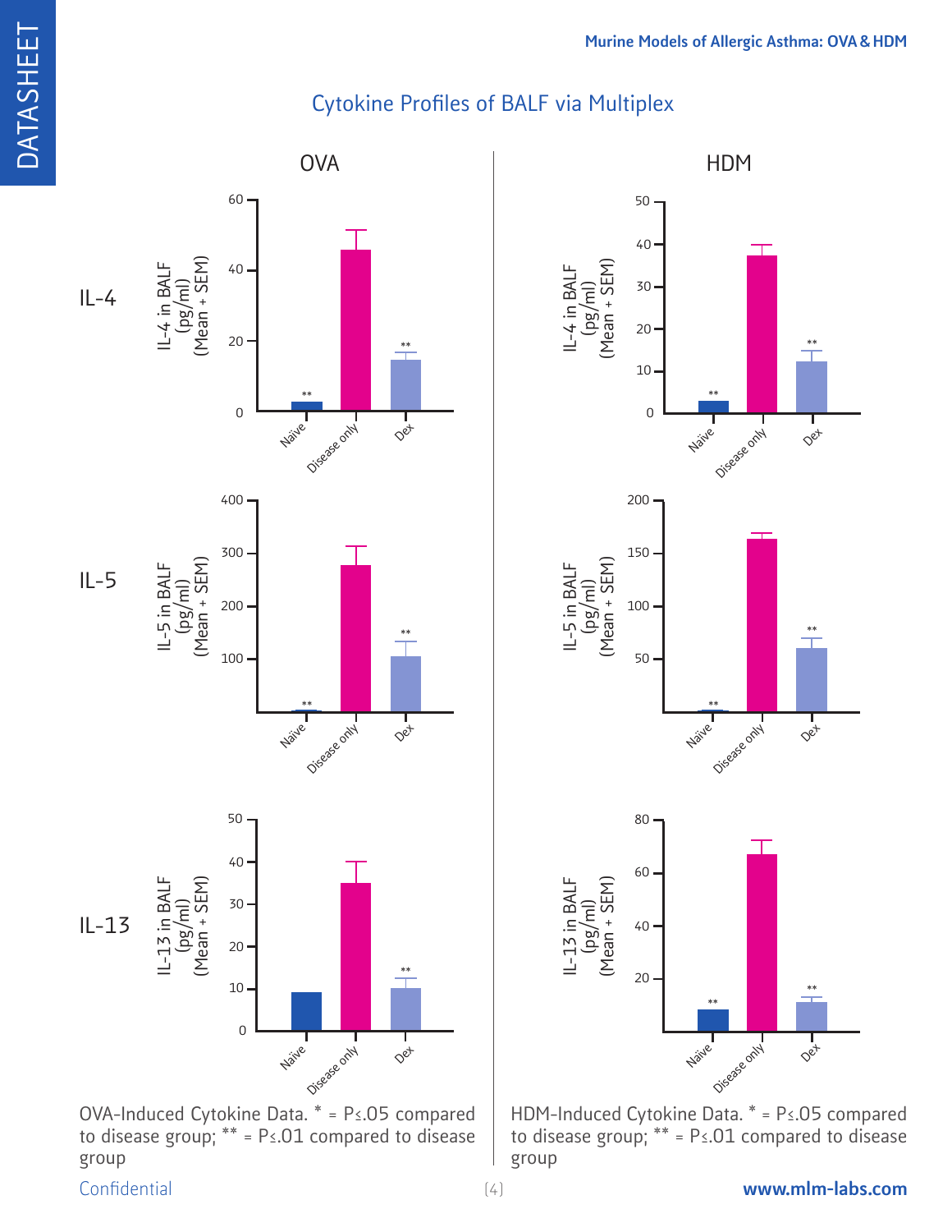## Cytokine Profiles of BALF via Multiplex

### OVA

**IL-4**

IL-4 in BALF (pg/ml) (Mean + SEM)

Naïve **, Disease only, Dex **

**IL-5**

IL-5 in BALF (pg/ml) (Mean + SEM)

Naïve **, Disease only, Dex **

**IL-13**

IL-13 in BALF (pg/ml) (Mean + SEM)

Naïve, Disease only, Dex **

OVA-Induced Cytokine Data. * = P≤.05 compared to disease group; ** = P≤.01 compared to disease group

### HDM

**IL-4**

IL-4 in BALF (pg/ml) (Mean + SEM)

Naïve **, Disease only, Dex **

**IL-5**

IL-5 in BALF (pg/ml) (Mean + SEM)

Naïve **, Disease only, Dex **

**IL-13**

IL-13 in BALF (pg/ml) (Mean + SEM)

Naïve **, Disease only, Dex **

HDM-Induced Cytokine Data. * = P≤.05 compared to disease group; ** = P≤.01 compared to disease group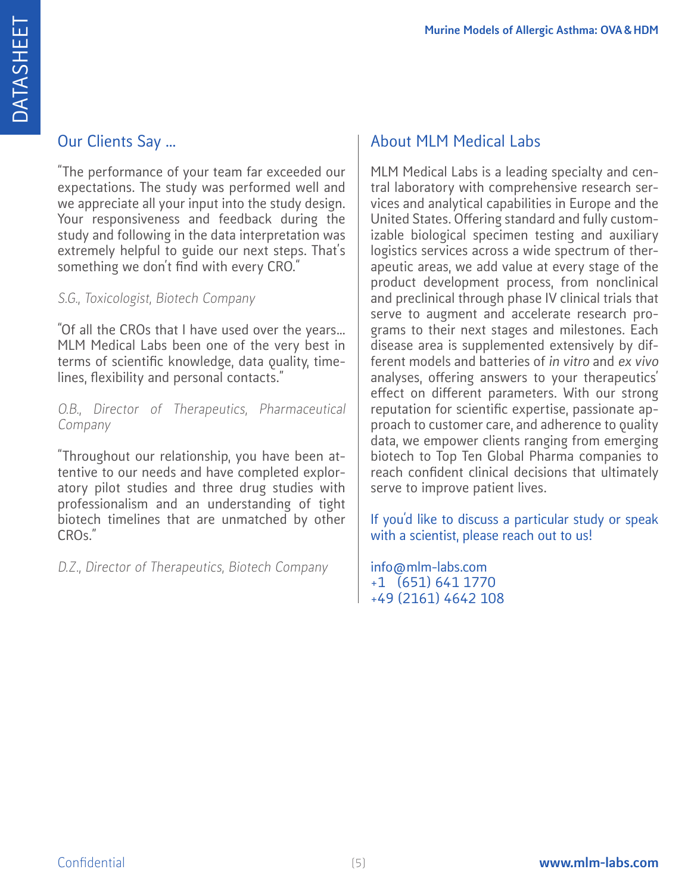## Our Clients Say ...

"The performance of your team far exceeded our expectations. The study was performed well and we appreciate all your input into the study design. Your responsiveness and feedback during the study and following in the data interpretation was extremely helpful to guide our next steps. That's something we don't find with every CRO."

*S.G., Toxicologist, Biotech Company*

"Of all the CROs that I have used over the years... MLM Medical Labs been one of the very best in terms of scientific knowledge, data quality, timelines, flexibility and personal contacts."

*O.B., Director of Therapeutics, Pharmaceutical Company*

"Throughout our relationship, you have been attentive to our needs and have completed exploratory pilot studies and three drug studies with professionalism and an understanding of tight biotech timelines that are unmatched by other CROs."

*D.Z., Director of Therapeutics, Biotech Company*

## About MLM Medical Labs

MLM Medical Labs is a leading specialty and central laboratory with comprehensive research services and analytical capabilities in Europe and the United States. Offering standard and fully customizable biological specimen testing and auxiliary logistics services across a wide spectrum of therapeutic areas, we add value at every stage of the product development process, from nonclinical and preclinical through phase IV clinical trials that serve to augment and accelerate research programs to their next stages and milestones. Each disease area is supplemented extensively by different models and batteries of *in vitro* and *ex vivo* analyses, offering answers to your therapeutics' effect on different parameters. With our strong reputation for scientific expertise, passionate approach to customer care, and adherence to quality data, we empower clients ranging from emerging biotech to Top Ten Global Pharma companies to reach confident clinical decisions that ultimately serve to improve patient lives.

If you'd like to discuss a particular study or speak with a scientist, please reach out to us!

info@mlm-labs.com
+1 (651) 641 1770
+49 (2161) 4642 108